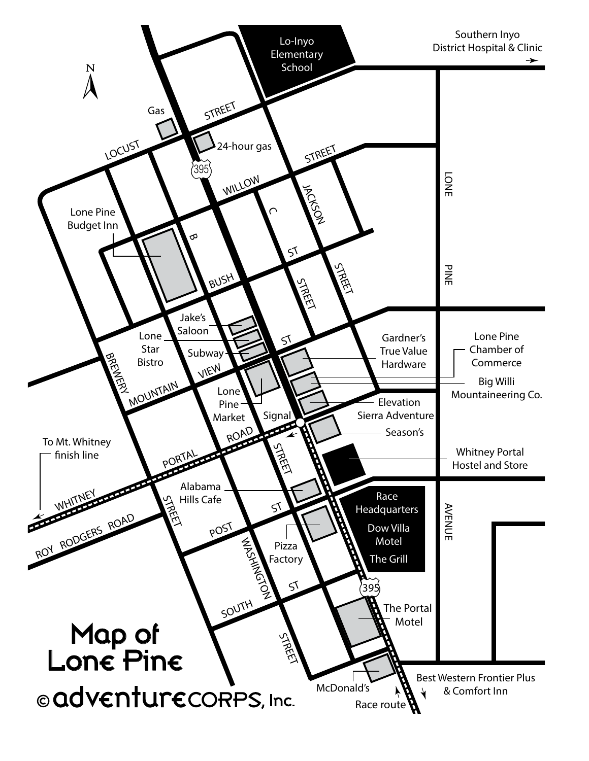# Map of Lone Pine

© adventureCORPS, Inc.

N

Lo-Inyo Elementary School

Southern Inyo District Hospital & Clinic

Gas

24-hour gas

395

LOCUST STREET

WILLOW STREET

Lone Pine Budget Inn

B

C ST

JACKSON STREET

BUSH ST

LONE PINE AVENUE

Jake's Saloon

Lone Star Bistro

Subway

BREWERY

MOUNTAIN VIEW ST

Lone Pine Market

Gardner's True Value Hardware

Lone Pine Chamber of Commerce

Big Willi Mountaineering Co.

Elevation Sierra Adventure

Signal

Season's

Whitney Portal Hostel and Store

To Mt. Whitney finish line

WHITNEY PORTAL ROAD

ROY RODGERS ROAD

STREET

Alabama Hills Cafe

POST ST

Race Headquarters

Dow Villa Motel

The Grill

Pizza Factory

WASHINGTON STREET

SOUTH ST

395

The Portal Motel

McDonald's

Race route

Best Western Frontier Plus & Comfort Inn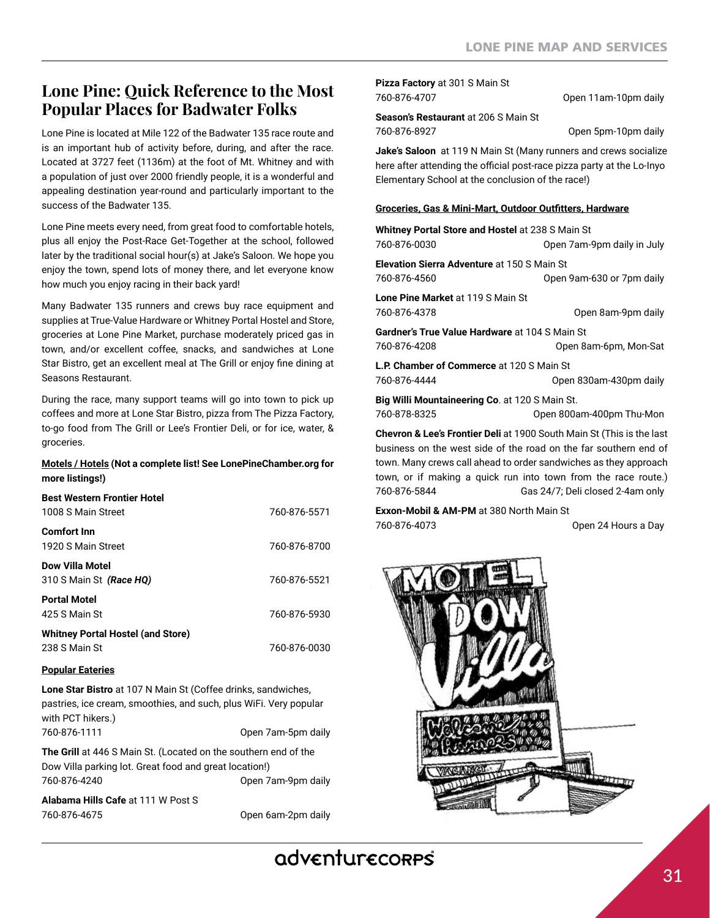## Lone Pine: Quick Reference to the Most Popular Places for Badwater Folks

Lone Pine is located at Mile 122 of the Badwater 135 race route and is an important hub of activity before, during, and after the race. Located at 3727 feet (1136m) at the foot of Mt. Whitney and with a population of just over 2000 friendly people, it is a wonderful and appealing destination year-round and particularly important to the success of the Badwater 135.

Lone Pine meets every need, from great food to comfortable hotels, plus all enjoy the Post-Race Get-Together at the school, followed later by the traditional social hour(s) at Jake's Saloon. We hope you enjoy the town, spend lots of money there, and let everyone know how much you enjoy racing in their back yard!

Many Badwater 135 runners and crews buy race equipment and supplies at True-Value Hardware or Whitney Portal Hostel and Store, groceries at Lone Pine Market, purchase moderately priced gas in town, and/or excellent coffee, snacks, and sandwiches at Lone Star Bistro, get an excellent meal at The Grill or enjoy fine dining at Seasons Restaurant.

During the race, many support teams will go into town to pick up coffees and more at Lone Star Bistro, pizza from The Pizza Factory, to-go food from The Grill or Lee's Frontier Deli, or for ice, water, & groceries.

**Motels / Hotels (Not a complete list! See LonePineChamber.org for more listings!)**

**Best Western Frontier Hotel**
1008 S Main Street — 760-876-5571

**Comfort Inn**
1920 S Main Street — 760-876-8700

**Dow Villa Motel**
310 S Main St ***(Race HQ)*** — 760-876-5521

**Portal Motel**
425 S Main St — 760-876-5930

**Whitney Portal Hostel (and Store)**
238 S Main St — 760-876-0030

**Popular Eateries**

**Lone Star Bistro** at 107 N Main St (Coffee drinks, sandwiches, pastries, ice cream, smoothies, and such, plus WiFi. Very popular with PCT hikers.)
760-876-1111 — Open 7am-5pm daily

**The Grill** at 446 S Main St. (Located on the southern end of the Dow Villa parking lot. Great food and great location!)
760-876-4240 — Open 7am-9pm daily

**Alabama Hills Cafe** at 111 W Post S
760-876-4675 — Open 6am-2pm daily

**Pizza Factory** at 301 S Main St
760-876-4707 — Open 11am-10pm daily

**Season's Restaurant** at 206 S Main St
760-876-8927 — Open 5pm-10pm daily

**Jake's Saloon** at 119 N Main St (Many runners and crews socialize here after attending the official post-race pizza party at the Lo-Inyo Elementary School at the conclusion of the race!)

**Groceries, Gas & Mini-Mart, Outdoor Outfitters, Hardware**

**Whitney Portal Store and Hostel** at 238 S Main St
760-876-0030 — Open 7am-9pm daily in July

**Elevation Sierra Adventure** at 150 S Main St
760-876-4560 — Open 9am-630 or 7pm daily

**Lone Pine Market** at 119 S Main St
760-876-4378 — Open 8am-9pm daily

**Gardner's True Value Hardware** at 104 S Main St
760-876-4208 — Open 8am-6pm, Mon-Sat

**L.P. Chamber of Commerce** at 120 S Main St
760-876-4444 — Open 830am-430pm daily

**Big Willi Mountaineering Co**. at 120 S Main St.
760-878-8325 — Open 800am-400pm Thu-Mon

**Chevron & Lee's Frontier Deli** at 1900 South Main St (This is the last business on the west side of the road on the far southern end of town. Many crews call ahead to order sandwiches as they approach town, or if making a quick run into town from the race route.)
760-876-5844 — Gas 24/7; Deli closed 2-4am only

**Exxon-Mobil & AM-PM** at 380 North Main St
760-876-4073 — Open 24 Hours a Day